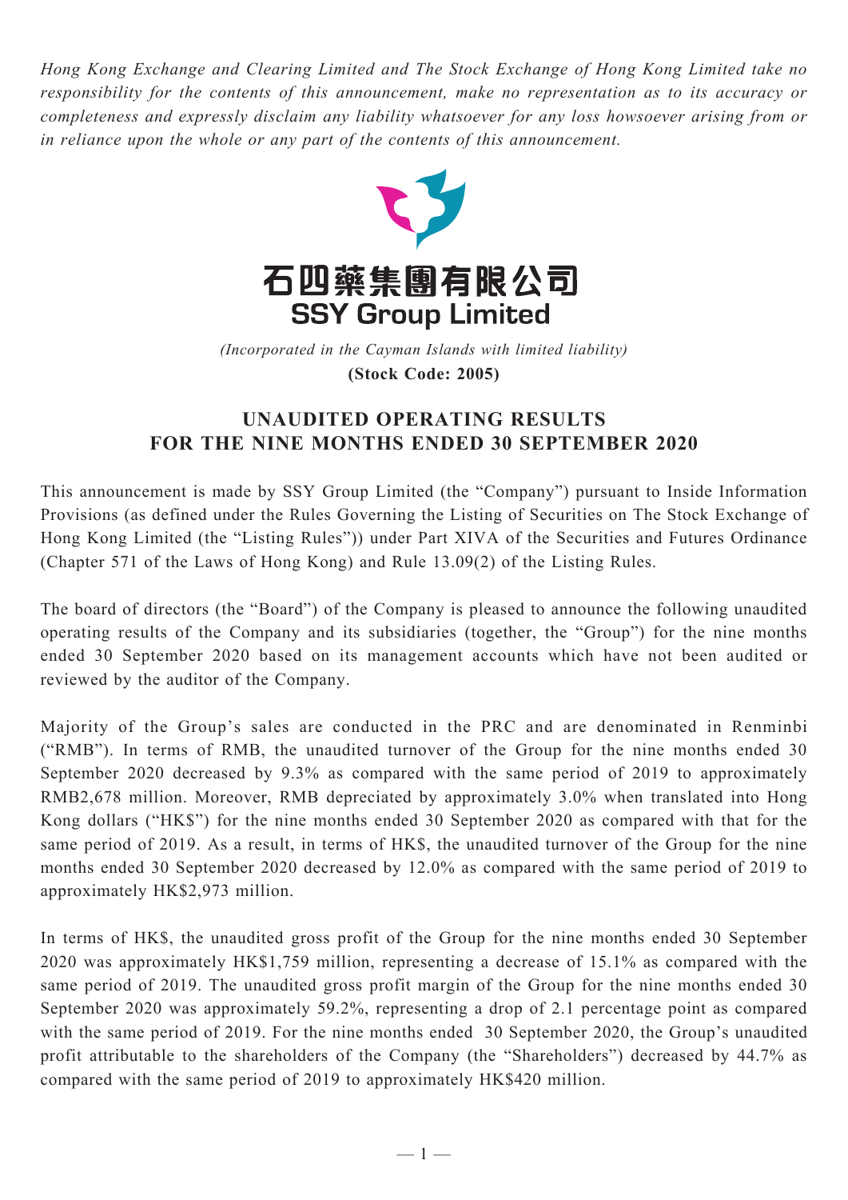*Hong Kong Exchange and Clearing Limited and The Stock Exchange of Hong Kong Limited take no responsibility for the contents of this announcement, make no representation as to its accuracy or completeness and expressly disclaim any liability whatsoever for any loss howsoever arising from or in reliance upon the whole or any part of the contents of this announcement.*

**石四藥集團有限公司**
**SSY Group Limited**

*(Incorporated in the Cayman Islands with limited liability)*
**(Stock Code: 2005)**

## UNAUDITED OPERATING RESULTS FOR THE NINE MONTHS ENDED 30 SEPTEMBER 2020

This announcement is made by SSY Group Limited (the "Company") pursuant to Inside Information Provisions (as defined under the Rules Governing the Listing of Securities on The Stock Exchange of Hong Kong Limited (the "Listing Rules")) under Part XIVA of the Securities and Futures Ordinance (Chapter 571 of the Laws of Hong Kong) and Rule 13.09(2) of the Listing Rules.

The board of directors (the "Board") of the Company is pleased to announce the following unaudited operating results of the Company and its subsidiaries (together, the "Group") for the nine months ended 30 September 2020 based on its management accounts which have not been audited or reviewed by the auditor of the Company.

Majority of the Group's sales are conducted in the PRC and are denominated in Renminbi ("RMB"). In terms of RMB, the unaudited turnover of the Group for the nine months ended 30 September 2020 decreased by 9.3% as compared with the same period of 2019 to approximately RMB2,678 million. Moreover, RMB depreciated by approximately 3.0% when translated into Hong Kong dollars ("HK$") for the nine months ended 30 September 2020 as compared with that for the same period of 2019. As a result, in terms of HK$, the unaudited turnover of the Group for the nine months ended 30 September 2020 decreased by 12.0% as compared with the same period of 2019 to approximately HK$2,973 million.

In terms of HK$, the unaudited gross profit of the Group for the nine months ended 30 September 2020 was approximately HK$1,759 million, representing a decrease of 15.1% as compared with the same period of 2019. The unaudited gross profit margin of the Group for the nine months ended 30 September 2020 was approximately 59.2%, representing a drop of 2.1 percentage point as compared with the same period of 2019. For the nine months ended 30 September 2020, the Group's unaudited profit attributable to the shareholders of the Company (the "Shareholders") decreased by 44.7% as compared with the same period of 2019 to approximately HK$420 million.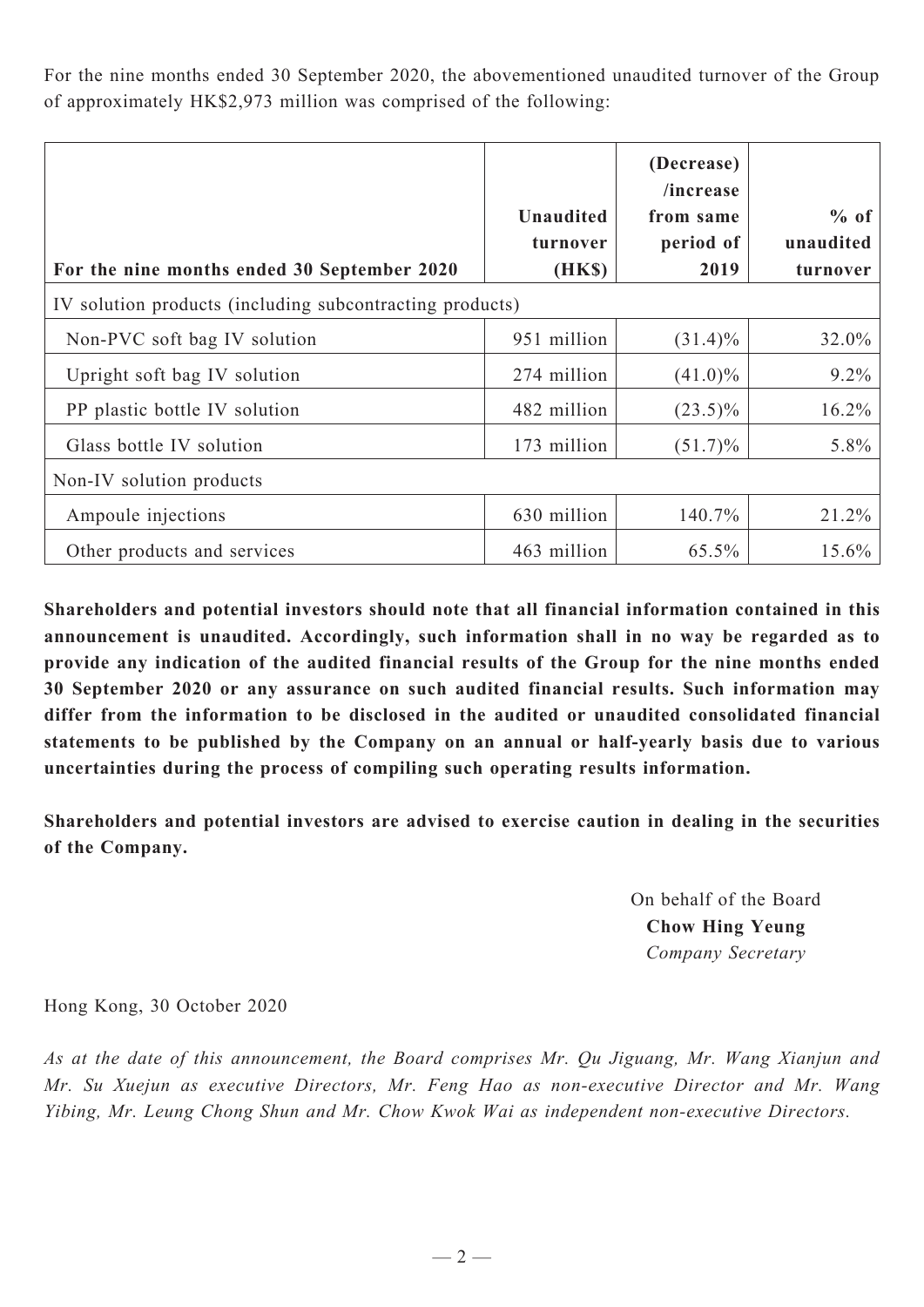For the nine months ended 30 September 2020, the abovementioned unaudited turnover of the Group of approximately HK$2,973 million was comprised of the following:

| For the nine months ended 30 September 2020 | Unaudited turnover (HK$) | (Decrease) /increase from same period of 2019 | % of unaudited turnover |
|---|---|---|---|
| IV solution products (including subcontracting products) | | | |
| Non-PVC soft bag IV solution | 951 million | (31.4)% | 32.0% |
| Upright soft bag IV solution | 274 million | (41.0)% | 9.2% |
| PP plastic bottle IV solution | 482 million | (23.5)% | 16.2% |
| Glass bottle IV solution | 173 million | (51.7)% | 5.8% |
| Non-IV solution products | | | |
| Ampoule injections | 630 million | 140.7% | 21.2% |
| Other products and services | 463 million | 65.5% | 15.6% |

**Shareholders and potential investors should note that all financial information contained in this announcement is unaudited. Accordingly, such information shall in no way be regarded as to provide any indication of the audited financial results of the Group for the nine months ended 30 September 2020 or any assurance on such audited financial results. Such information may differ from the information to be disclosed in the audited or unaudited consolidated financial statements to be published by the Company on an annual or half-yearly basis due to various uncertainties during the process of compiling such operating results information.**

**Shareholders and potential investors are advised to exercise caution in dealing in the securities of the Company.**

On behalf of the Board
**Chow Hing Yeung**
*Company Secretary*

Hong Kong, 30 October 2020

*As at the date of this announcement, the Board comprises Mr. Qu Jiguang, Mr. Wang Xianjun and Mr. Su Xuejun as executive Directors, Mr. Feng Hao as non-executive Director and Mr. Wang Yibing, Mr. Leung Chong Shun and Mr. Chow Kwok Wai as independent non-executive Directors.*